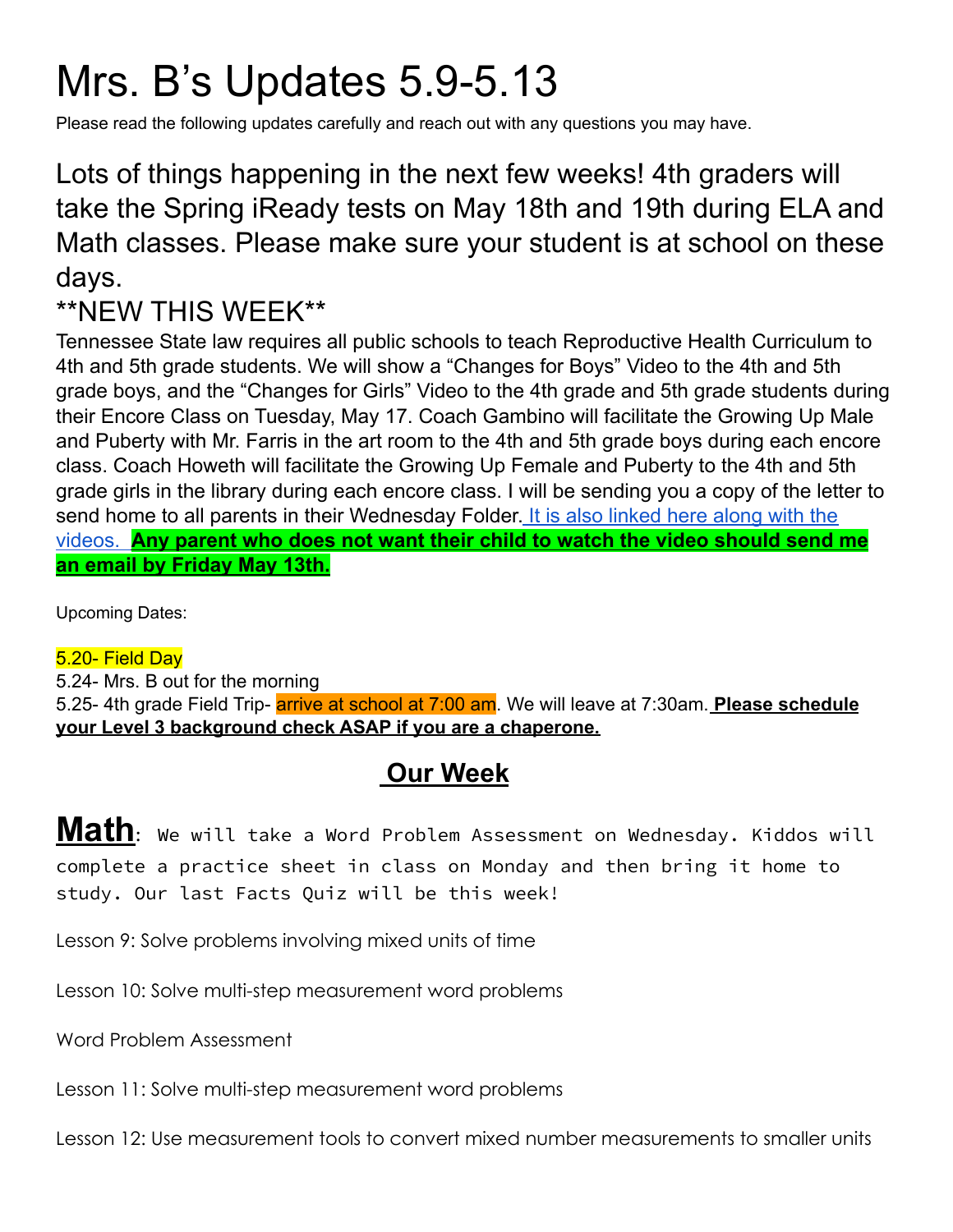# Mrs. B's Updates 5.9-5.13

Please read the following updates carefully and reach out with any questions you may have.

## Lots of things happening in the next few weeks! 4th graders will take the Spring iReady tests on May 18th and 19th during ELA and Math classes. Please make sure your student is at school on these days.

## **NEW THIS WEEK**

Tennessee State law requires all public schools to teach Reproductive Health Curriculum to 4th and 5th grade students. We will show a "Changes for Boys" Video to the 4th and 5th grade boys, and the "Changes for Girls" Video to the 4th grade and 5th grade students during their Encore Class on Tuesday, May 17. Coach Gambino will facilitate the Growing Up Male and Puberty with Mr. Farris in the art room to the 4th and 5th grade boys during each encore class. Coach Howeth will facilitate the Growing Up Female and Puberty to the 4th and 5th grade girls in the library during each encore class. I will be sending you a copy of the letter to send home to all parents in their Wednesday Folder. It is also linked here along with the videos. **Any parent who does not want their child to watch the video should send me an email by Friday May 13th.**

Upcoming Dates:

5.20- Field Day
5.24- Mrs. B out for the morning
5.25- 4th grade Field Trip- arrive at school at 7:00 am. We will leave at 7:30am. **Please schedule your Level 3 background check ASAP if you are a chaperone.**

## Our Week

**Math**: We will take a Word Problem Assessment on Wednesday. Kiddos will complete a practice sheet in class on Monday and then bring it home to study. Our last Facts Quiz will be this week!

Lesson 9: Solve problems involving mixed units of time

Lesson 10: Solve multi-step measurement word problems

Word Problem Assessment

Lesson 11: Solve multi-step measurement word problems

Lesson 12: Use measurement tools to convert mixed number measurements to smaller units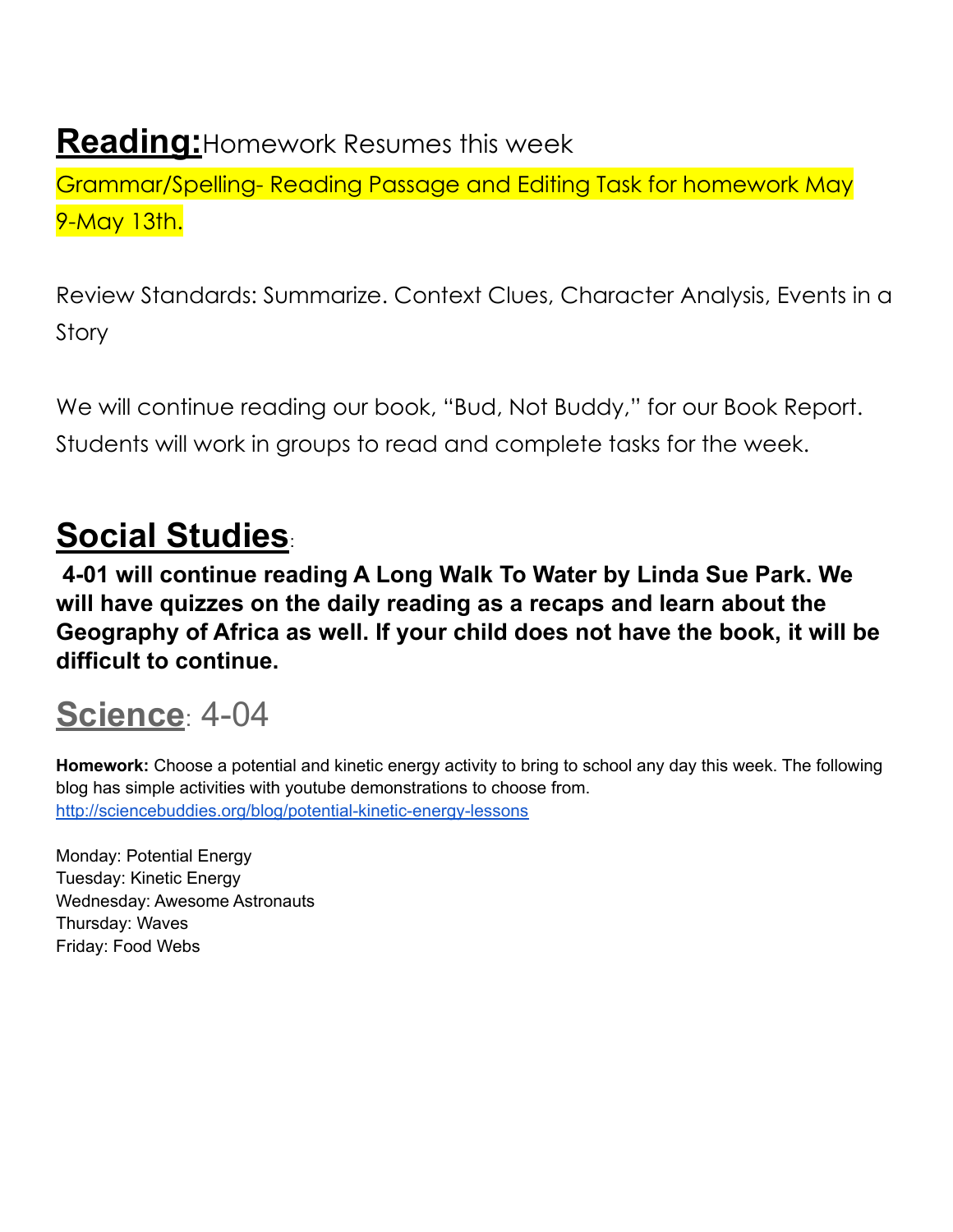## **Reading:** Homework Resumes this week

Grammar/Spelling- Reading Passage and Editing Task for homework May 9-May 13th.

Review Standards: Summarize. Context Clues, Character Analysis, Events in a Story

We will continue reading our book, "Bud, Not Buddy," for our Book Report. Students will work in groups to read and complete tasks for the week.

## **Social Studies**:

**4-01 will continue reading A Long Walk To Water by Linda Sue Park. We will have quizzes on the daily reading as a recaps and learn about the Geography of Africa as well. If your child does not have the book, it will be difficult to continue.**

## **Science**: 4-04

**Homework:** Choose a potential and kinetic energy activity to bring to school any day this week. The following blog has simple activities with youtube demonstrations to choose from.
http://sciencebuddies.org/blog/potential-kinetic-energy-lessons

Monday: Potential Energy
Tuesday: Kinetic Energy
Wednesday: Awesome Astronauts
Thursday: Waves
Friday: Food Webs